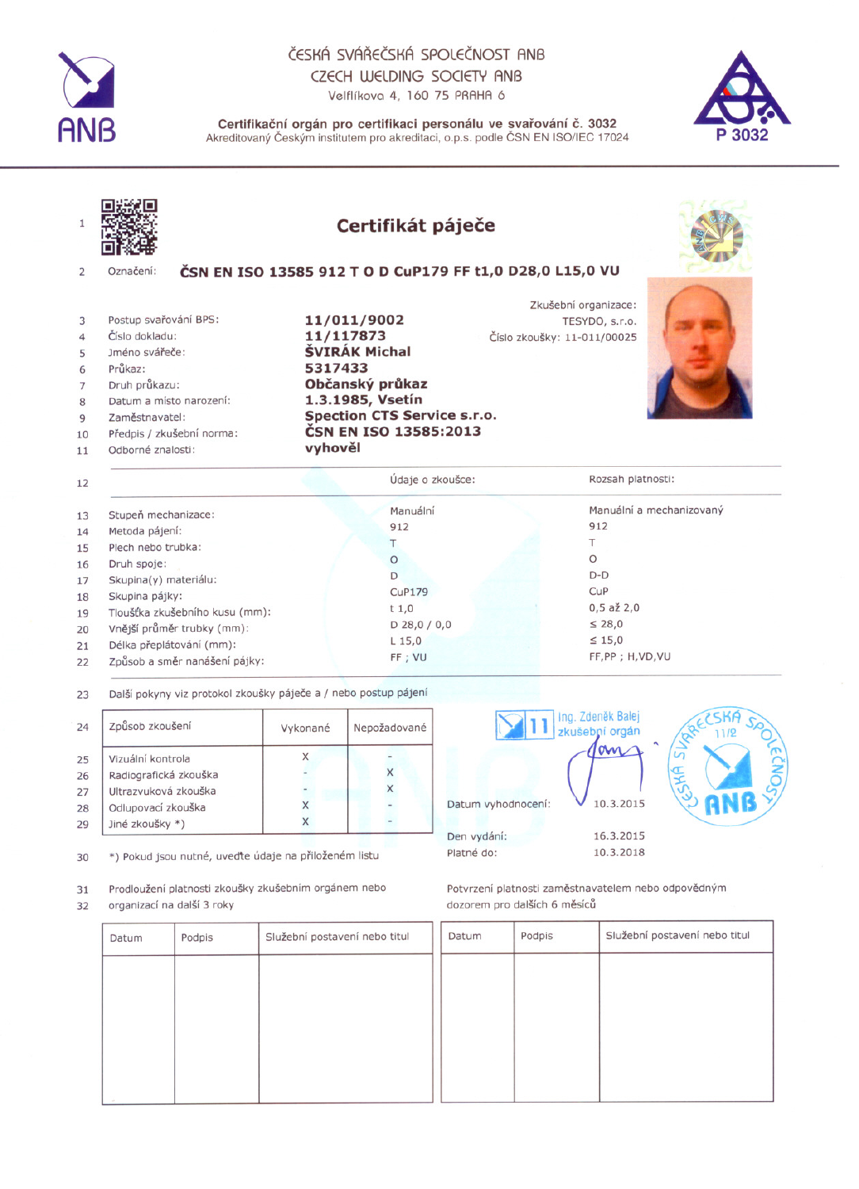ČESKÁ SVÁŘEČSKÁ SPOLEČNOST ANB
CZECH WELDING SOCIETY ANB
Velflíkova 4, 160 75 PRAHA 6

**Certifikační orgán pro certifikaci personálu ve svařování č. 3032**
Akreditovaný Českým institutem pro akreditaci, o.p.s. podle ČSN EN ISO/IEC 17024

P 3032

# Certifikát páječe

| | | |
|---|---|---|
| 1 | | |
| 2 | Označení: | **ČSN EN ISO 13585 912 T O D CuP179 FF t1,0 D28,0 L15,0 VU** |

Zkušební organizace: TESYDO, s.r.o.
Číslo zkoušky: 11-011/00025

| | | |
|---|---|---|
| 3 | Postup svařování BPS: | **11/011/9002** |
| 4 | Číslo dokladu: | **11/117873** |
| 5 | Jméno svářeče: | **ŠVIRÁK Michal** |
| 6 | Průkaz: | **5317433** |
| 7 | Druh průkazu: | **Občanský průkaz** |
| 8 | Datum a místo narození: | **1.3.1985, Vsetín** |
| 9 | Zaměstnavatel: | **Spection CTS Service s.r.o.** |
| 10 | Předpis / zkušební norma: | **ČSN EN ISO 13585:2013** |
| 11 | Odborné znalosti: | **vyhověl** |

| | | Údaje o zkoušce: | Rozsah platnosti: |
|---|---|---|---|
| 12 | | | |
| 13 | Stupeň mechanizace: | Manuální | Manuální a mechanizovaný |
| 14 | Metoda pájení: | 912 | 912 |
| 15 | Plech nebo trubka: | T | T |
| 16 | Druh spoje: | O | O |
| 17 | Skupina(y) materiálu: | D | D-D |
| 18 | Skupina pájky: | CuP179 | CuP |
| 19 | Tloušťka zkušebního kusu (mm): | t 1,0 | 0,5 až 2,0 |
| 20 | Vnější průměr trubky (mm): | D 28,0 / 0,0 | ≤ 28,0 |
| 21 | Délka přeplátování (mm): | L 15,0 | ≤ 15,0 |
| 22 | Způsob a směr nanášení pájky: | FF ; VU | FF,PP ; H,VD,VU |

23 Další pokyny viz protokol zkoušky páječe a / nebo postup pájení

| | Způsob zkoušení | Vykonané | Nepožadované |
|---|---|---|---|
| 24 | | | |
| 25 | Vizuální kontrola | X | - |
| 26 | Radiografická zkouška | - | X |
| 27 | Ultrazvuková zkouška | - | X |
| 28 | Odlupovací zkouška | X | - |
| 29 | Jiné zkoušky *) | X | - |

Ing. Zdeněk Balej
zkušební orgán

Datum vyhodnocení: 10.3.2015
Den vydání: 16.3.2015
Platné do: 10.3.2018

30 *) Pokud jsou nutné, uveďte údaje na přiloženém listu

31 Prodloužení platnosti zkoušky zkušebním orgánem nebo
32 organizací na další 3 roky

| Datum | Podpis | Služební postavení nebo titul |
|---|---|---|
| | | |

Potvrzení platnosti zaměstnavatelem nebo odpovědným dozorem pro dalších 6 měsíců

| Datum | Podpis | Služební postavení nebo titul |
|---|---|---|
| | | |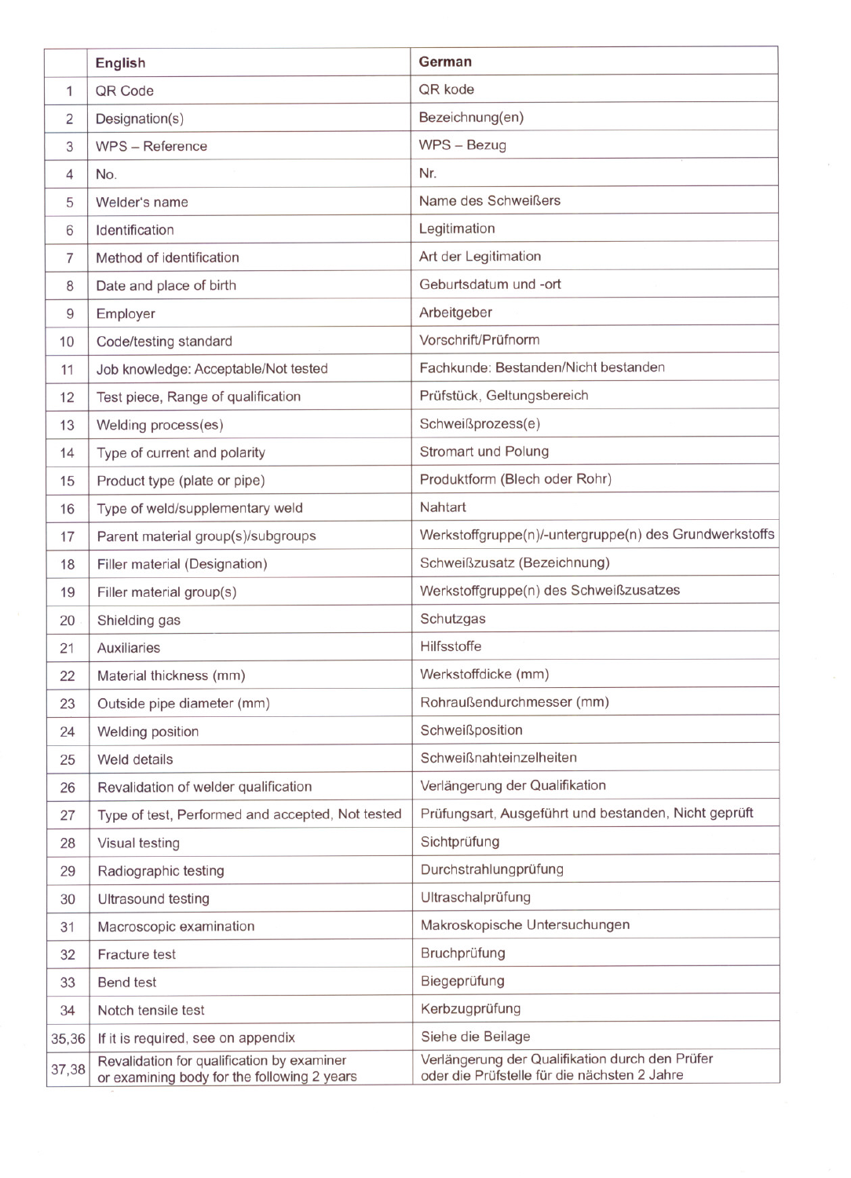| | English | German |
|---|---|---|
| 1 | QR Code | QR kode |
| 2 | Designation(s) | Bezeichnung(en) |
| 3 | WPS – Reference | WPS – Bezug |
| 4 | No. | Nr. |
| 5 | Welder's name | Name des Schweißers |
| 6 | Identification | Legitimation |
| 7 | Method of identification | Art der Legitimation |
| 8 | Date and place of birth | Geburtsdatum und -ort |
| 9 | Employer | Arbeitgeber |
| 10 | Code/testing standard | Vorschrift/Prüfnorm |
| 11 | Job knowledge: Acceptable/Not tested | Fachkunde: Bestanden/Nicht bestanden |
| 12 | Test piece, Range of qualification | Prüfstück, Geltungsbereich |
| 13 | Welding process(es) | Schweißprozess(e) |
| 14 | Type of current and polarity | Stromart und Polung |
| 15 | Product type (plate or pipe) | Produktform (Blech oder Rohr) |
| 16 | Type of weld/supplementary weld | Nahtart |
| 17 | Parent material group(s)/subgroups | Werkstoffgruppe(n)/-untergruppe(n) des Grundwerkstoffs |
| 18 | Filler material (Designation) | Schweißzusatz (Bezeichnung) |
| 19 | Filler material group(s) | Werkstoffgruppe(n) des Schweißzusatzes |
| 20 | Shielding gas | Schutzgas |
| 21 | Auxiliaries | Hilfsstoffe |
| 22 | Material thickness (mm) | Werkstoffdicke (mm) |
| 23 | Outside pipe diameter (mm) | Rohraußendurchmesser (mm) |
| 24 | Welding position | Schweißposition |
| 25 | Weld details | Schweißnahteinzelheiten |
| 26 | Revalidation of welder qualification | Verlängerung der Qualifikation |
| 27 | Type of test, Performed and accepted, Not tested | Prüfungsart, Ausgeführt und bestanden, Nicht geprüft |
| 28 | Visual testing | Sichtprüfung |
| 29 | Radiographic testing | Durchstrahlungprüfung |
| 30 | Ultrasound testing | Ultraschalprüfung |
| 31 | Macroscopic examination | Makroskopische Untersuchungen |
| 32 | Fracture test | Bruchprüfung |
| 33 | Bend test | Biegeprüfung |
| 34 | Notch tensile test | Kerbzugprüfung |
| 35,36 | If it is required, see on appendix | Siehe die Beilage |
| 37,38 | Revalidation for qualification by examiner or examining body for the following 2 years | Verlängerung der Qualifikation durch den Prüfer oder die Prüfstelle für die nächsten 2 Jahre |